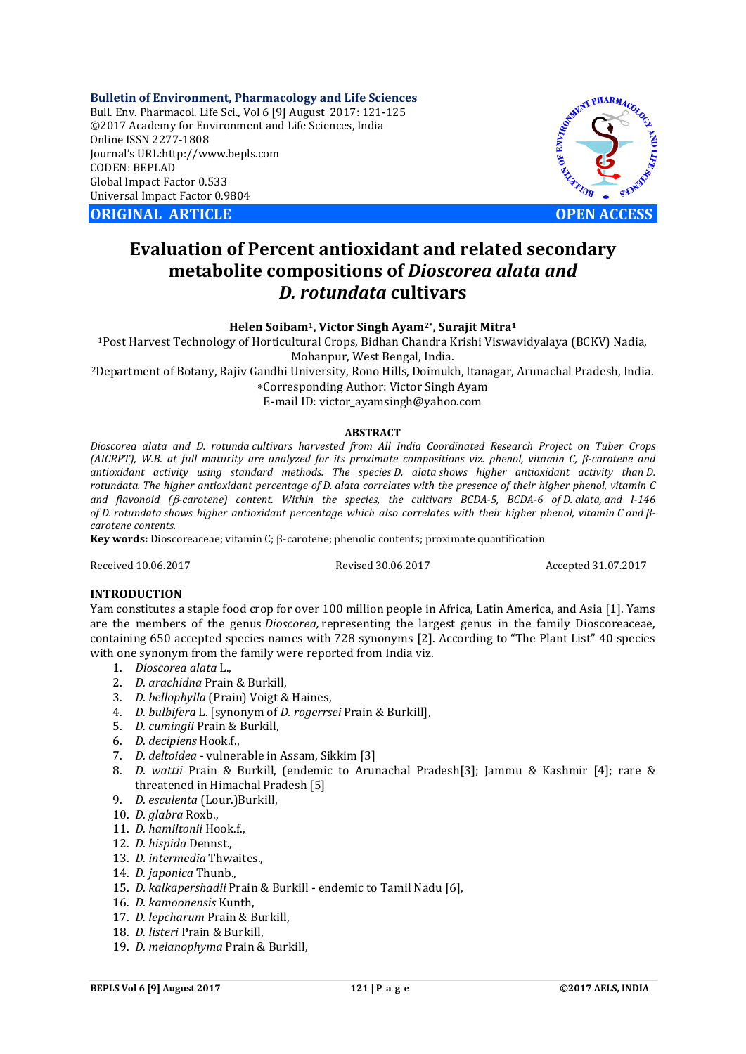**Bulletin of Environment, Pharmacology and Life Sciences**
Bull. Env. Pharmacol. Life Sci., Vol 6 [9] August 2017: 121-125
©2017 Academy for Environment and Life Sciences, India
Online ISSN 2277-1808
Journal's URL:http://www.bepls.com
CODEN: BEPLAD
Global Impact Factor 0.533
Universal Impact Factor 0.9804

**ORIGINAL ARTICLE** **OPEN ACCESS**

# Evaluation of Percent antioxidant and related secondary metabolite compositions of *Dioscorea alata and D. rotundata* cultivars

**Helen Soibam[1], Victor Singh Ayam[2*], Surajit Mitra[1]**

[1]Post Harvest Technology of Horticultural Crops, Bidhan Chandra Krishi Viswavidyalaya (BCKV) Nadia, Mohanpur, West Bengal, India.
[2]Department of Botany, Rajiv Gandhi University, Rono Hills, Doimukh, Itanagar, Arunachal Pradesh, India.
*Corresponding Author: Victor Singh Ayam
E-mail ID: victor_ayamsingh@yahoo.com

## ABSTRACT

*Dioscorea alata and D. rotunda cultivars harvested from All India Coordinated Research Project on Tuber Crops (AICRPT), W.B. at full maturity are analyzed for its proximate compositions viz. phenol, vitamin C, β-carotene and antioxidant activity using standard methods. The species D. alata shows higher antioxidant activity than D. rotundata. The higher antioxidant percentage of D. alata correlates with the presence of their higher phenol, vitamin C and flavonoid (β-carotene) content. Within the species, the cultivars BCDA-5, BCDA-6 of D. alata, and I-146 of D. rotundata shows higher antioxidant percentage which also correlates with their higher phenol, vitamin C and β-carotene contents.*

**Key words:** Dioscoreaceae; vitamin C; β-carotene; phenolic contents; proximate quantification

Received 10.06.2017 Revised 30.06.2017 Accepted 31.07.2017

## INTRODUCTION

Yam constitutes a staple food crop for over 100 million people in Africa, Latin America, and Asia [1]. Yams are the members of the genus *Dioscorea,* representing the largest genus in the family Dioscoreaceae, containing 650 accepted species names with 728 synonyms [2]. According to "The Plant List" 40 species with one synonym from the family were reported from India viz.

1. *Dioscorea alata* L.,
2. *D. arachidna* Prain & Burkill,
3. *D. bellophylla* (Prain) Voigt & Haines,
4. *D. bulbifera* L. [synonym of *D. rogerrsei* Prain & Burkill],
5. *D. cumingii* Prain & Burkill,
6. *D. decipiens* Hook.f.,
7. *D. deltoidea* - vulnerable in Assam, Sikkim [3]
8. *D. wattii* Prain & Burkill, (endemic to Arunachal Pradesh[3]; Jammu & Kashmir [4]; rare & threatened in Himachal Pradesh [5]
9. *D. esculenta* (Lour.)Burkill,
10. *D. glabra* Roxb.,
11. *D. hamiltonii* Hook.f.,
12. *D. hispida* Dennst.,
13. *D. intermedia* Thwaites.,
14. *D. japonica* Thunb.,
15. *D. kalkapershadii* Prain & Burkill - endemic to Tamil Nadu [6],
16. *D. kamoonensis* Kunth,
17. *D. lepcharum* Prain & Burkill,
18. *D. listeri* Prain & Burkill,
19. *D. melanophyma* Prain & Burkill,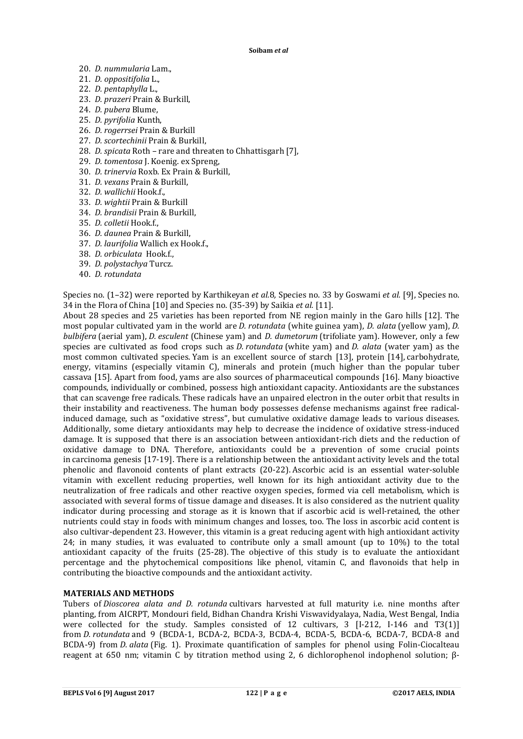20. *D. nummularia* Lam.,
21. *D. oppositifolia* L.,
22. *D. pentaphylla* L.,
23. *D. prazeri* Prain & Burkill,
24. *D. pubera* Blume,
25. *D. pyrifolia* Kunth,
26. *D. rogerrsei* Prain & Burkill
27. *D. scortechinii* Prain & Burkill,
28. *D. spicata* Roth – rare and threaten to Chhattisgarh [7],
29. *D. tomentosa* J. Koenig. ex Spreng,
30. *D. trinervia* Roxb. Ex Prain & Burkill,
31. *D. vexans* Prain & Burkill,
32. *D. wallichii* Hook.f.,
33. *D. wightii* Prain & Burkill
34. *D. brandisii* Prain & Burkill,
35. *D. colletii* Hook.f.,
36. *D. daunea* Prain & Burkill,
37. *D. laurifolia* Wallich ex Hook.f.,
38. *D. orbiculata* Hook.f.,
39. *D. polystachya* Turcz.
40. *D. rotundata*

Species no. (1–32) were reported by Karthikeyan *et al.*8, Species no. 33 by Goswami *et al.* [9], Species no. 34 in the Flora of China [10] and Species no. (35-39) by Saikia *et al.* [11].

About 28 species and 25 varieties has been reported from NE region mainly in the Garo hills [12]. The most popular cultivated yam in the world are *D. rotundata* (white guinea yam), *D. alata* (yellow yam), *D. bulbifera* (aerial yam), *D. esculent* (Chinese yam) and *D. dumetorum* (trifoliate yam). However, only a few species are cultivated as food crops such as *D. rotundata* (white yam) and *D. alata* (water yam) as the most common cultivated species. Yam is an excellent source of starch [13], protein [14], carbohydrate, energy, vitamins (especially vitamin C), minerals and protein (much higher than the popular tuber cassava [15]. Apart from food, yams are also sources of pharmaceutical compounds [16]. Many bioactive compounds, individually or combined, possess high antioxidant capacity. Antioxidants are the substances that can scavenge free radicals. These radicals have an unpaired electron in the outer orbit that results in their instability and reactiveness. The human body possesses defense mechanisms against free radical-induced damage, such as "oxidative stress", but cumulative oxidative damage leads to various diseases. Additionally, some dietary antioxidants may help to decrease the incidence of oxidative stress-induced damage. It is supposed that there is an association between antioxidant-rich diets and the reduction of oxidative damage to DNA. Therefore, antioxidants could be a prevention of some crucial points in carcinoma genesis [17-19]. There is a relationship between the antioxidant activity levels and the total phenolic and flavonoid contents of plant extracts (20-22). Ascorbic acid is an essential water-soluble vitamin with excellent reducing properties, well known for its high antioxidant activity due to the neutralization of free radicals and other reactive oxygen species, formed via cell metabolism, which is associated with several forms of tissue damage and diseases. It is also considered as the nutrient quality indicator during processing and storage as it is known that if ascorbic acid is well-retained, the other nutrients could stay in foods with minimum changes and losses, too. The loss in ascorbic acid content is also cultivar-dependent 23. However, this vitamin is a great reducing agent with high antioxidant activity 24; in many studies, it was evaluated to contribute only a small amount (up to 10%) to the total antioxidant capacity of the fruits (25-28). The objective of this study is to evaluate the antioxidant percentage and the phytochemical compositions like phenol, vitamin C, and flavonoids that help in contributing the bioactive compounds and the antioxidant activity.

## MATERIALS AND METHODS

Tubers of *Dioscorea alata and D. rotunda* cultivars harvested at full maturity i.e. nine months after planting, from AICRPT, Mondouri field, Bidhan Chandra Krishi Viswavidyalaya, Nadia, West Bengal, India were collected for the study. Samples consisted of 12 cultivars, 3 [I-212, I-146 and T3(1)] from *D. rotundata* and 9 (BCDA-1, BCDA-2, BCDA-3, BCDA-4, BCDA-5, BCDA-6, BCDA-7, BCDA-8 and BCDA-9) from *D. alata* (Fig. 1). Proximate quantification of samples for phenol using Folin-Ciocalteau reagent at 650 nm; vitamin C by titration method using 2, 6 dichlorophenol indophenol solution; β-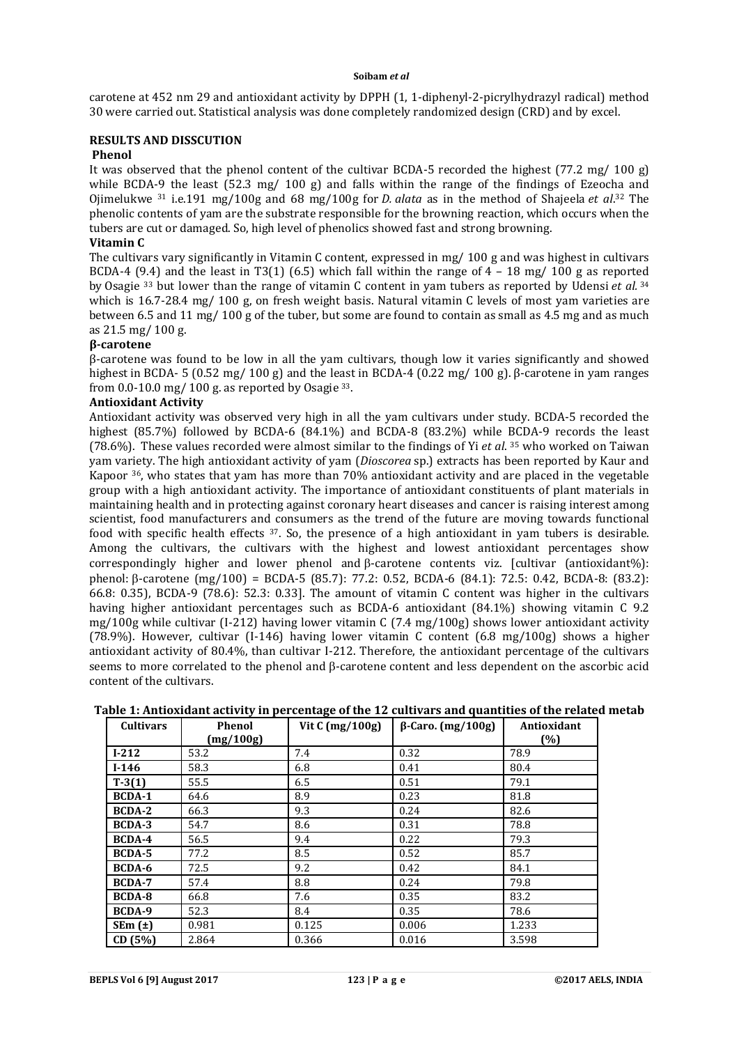carotene at 452 nm [29] and antioxidant activity by DPPH (1, 1-diphenyl-2-picrylhydrazyl radical) method [30] were carried out. Statistical analysis was done completely randomized design (CRD) and by excel.

## RESULTS AND DISSCUTION

### Phenol

It was observed that the phenol content of the cultivar BCDA-5 recorded the highest (77.2 mg/ 100 g) while BCDA-9 the least (52.3 mg/ 100 g) and falls within the range of the findings of Ezeocha and Ojimelukwe [31] i.e.191 mg/100g and 68 mg/100g for *D. alata* as in the method of Shajeela *et al*.[32] The phenolic contents of yam are the substrate responsible for the browning reaction, which occurs when the tubers are cut or damaged. So, high level of phenolics showed fast and strong browning.

### Vitamin C

The cultivars vary significantly in Vitamin C content, expressed in mg/ 100 g and was highest in cultivars BCDA-4 (9.4) and the least in T3(1) (6.5) which fall within the range of 4 – 18 mg/ 100 g as reported by Osagie [33] but lower than the range of vitamin C content in yam tubers as reported by Udensi *et al.* [34] which is 16.7-28.4 mg/ 100 g, on fresh weight basis. Natural vitamin C levels of most yam varieties are between 6.5 and 11 mg/ 100 g of the tuber, but some are found to contain as small as 4.5 mg and as much as 21.5 mg/ 100 g.

### β-carotene

β-carotene was found to be low in all the yam cultivars, though low it varies significantly and showed highest in BCDA- 5 (0.52 mg/ 100 g) and the least in BCDA-4 (0.22 mg/ 100 g). β-carotene in yam ranges from 0.0-10.0 mg/ 100 g. as reported by Osagie [33].

### Antioxidant Activity

Antioxidant activity was observed very high in all the yam cultivars under study. BCDA-5 recorded the highest (85.7%) followed by BCDA-6 (84.1%) and BCDA-8 (83.2%) while BCDA-9 records the least (78.6%). These values recorded were almost similar to the findings of Yi *et al.* [35] who worked on Taiwan yam variety. The high antioxidant activity of yam (*Dioscorea* sp.) extracts has been reported by Kaur and Kapoor [36], who states that yam has more than 70% antioxidant activity and are placed in the vegetable group with a high antioxidant activity. The importance of antioxidant constituents of plant materials in maintaining health and in protecting against coronary heart diseases and cancer is raising interest among scientist, food manufacturers and consumers as the trend of the future are moving towards functional food with specific health effects [37]. So, the presence of a high antioxidant in yam tubers is desirable. Among the cultivars, the cultivars with the highest and lowest antioxidant percentages show correspondingly higher and lower phenol and β-carotene contents viz. [cultivar (antioxidant%): phenol: β-carotene (mg/100) = BCDA-5 (85.7): 77.2: 0.52, BCDA-6 (84.1): 72.5: 0.42, BCDA-8: (83.2): 66.8: 0.35), BCDA-9 (78.6): 52.3: 0.33]. The amount of vitamin C content was higher in the cultivars having higher antioxidant percentages such as BCDA-6 antioxidant (84.1%) showing vitamin C 9.2 mg/100g while cultivar (I-212) having lower vitamin C (7.4 mg/100g) shows lower antioxidant activity (78.9%). However, cultivar (I-146) having lower vitamin C content (6.8 mg/100g) shows a higher antioxidant activity of 80.4%, than cultivar I-212. Therefore, the antioxidant percentage of the cultivars seems to more correlated to the phenol and β-carotene content and less dependent on the ascorbic acid content of the cultivars.

**Table 1: Antioxidant activity in percentage of the 12 cultivars and quantities of the related metab**

| Cultivars | Phenol (mg/100g) | Vit C (mg/100g) | β-Caro. (mg/100g) | Antioxidant (%) |
|---|---|---|---|---|
| **I-212** | 53.2 | 7.4 | 0.32 | 78.9 |
| **I-146** | 58.3 | 6.8 | 0.41 | 80.4 |
| **T-3(1)** | 55.5 | 6.5 | 0.51 | 79.1 |
| **BCDA-1** | 64.6 | 8.9 | 0.23 | 81.8 |
| **BCDA-2** | 66.3 | 9.3 | 0.24 | 82.6 |
| **BCDA-3** | 54.7 | 8.6 | 0.31 | 78.8 |
| **BCDA-4** | 56.5 | 9.4 | 0.22 | 79.3 |
| **BCDA-5** | 77.2 | 8.5 | 0.52 | 85.7 |
| **BCDA-6** | 72.5 | 9.2 | 0.42 | 84.1 |
| **BCDA-7** | 57.4 | 8.8 | 0.24 | 79.8 |
| **BCDA-8** | 66.8 | 7.6 | 0.35 | 83.2 |
| **BCDA-9** | 52.3 | 8.4 | 0.35 | 78.6 |
| **SEm (±)** | 0.981 | 0.125 | 0.006 | 1.233 |
| **CD (5%)** | 2.864 | 0.366 | 0.016 | 3.598 |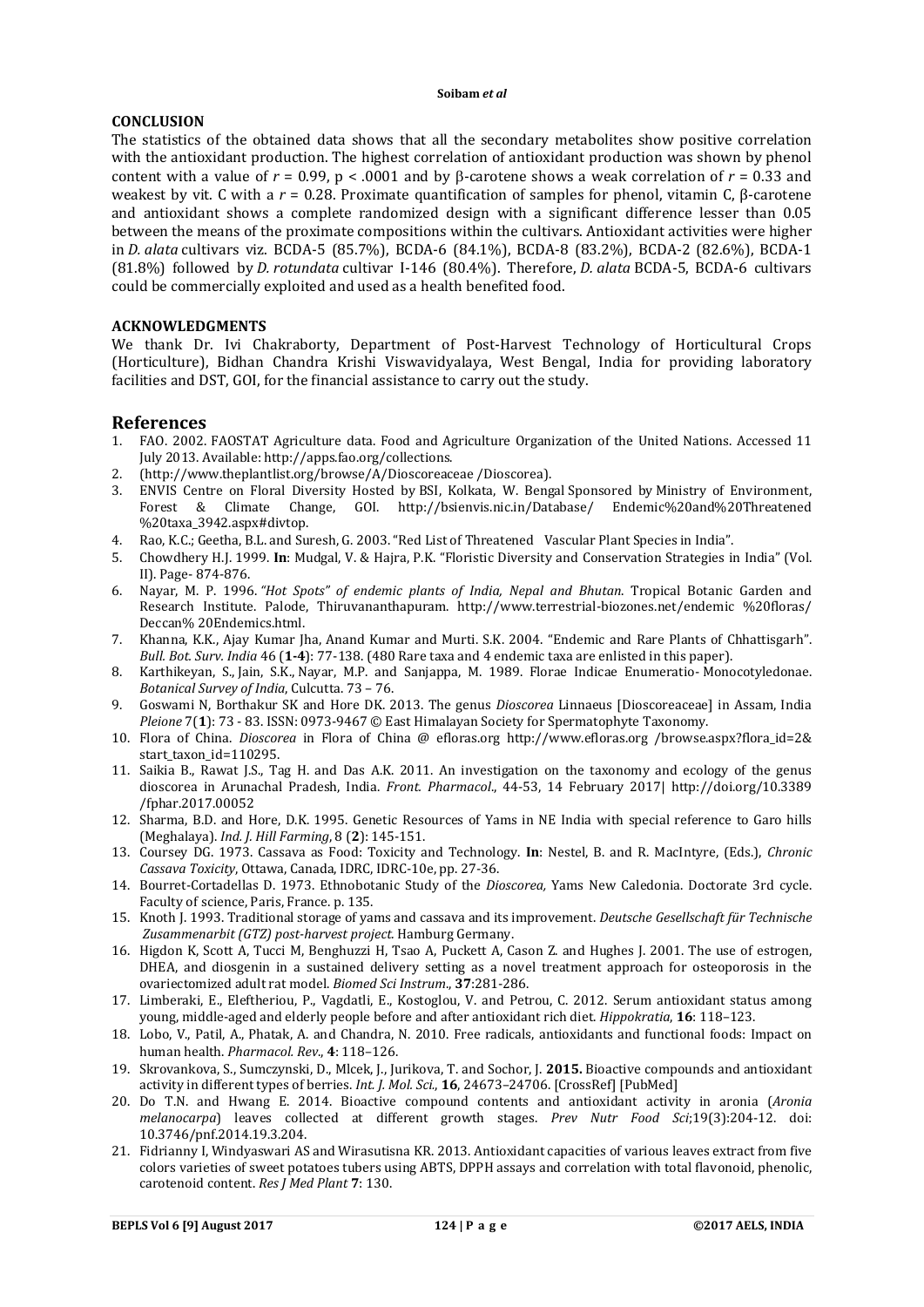**CONCLUSION**

The statistics of the obtained data shows that all the secondary metabolites show positive correlation with the antioxidant production. The highest correlation of antioxidant production was shown by phenol content with a value of $r = 0.99$, $p < .0001$ and by β-carotene shows a weak correlation of $r = 0.33$ and weakest by vit. C with a $r = 0.28$. Proximate quantification of samples for phenol, vitamin C, β-carotene and antioxidant shows a complete randomized design with a significant difference lesser than 0.05 between the means of the proximate compositions within the cultivars. Antioxidant activities were higher in *D. alata* cultivars viz. BCDA-5 (85.7%), BCDA-6 (84.1%), BCDA-8 (83.2%), BCDA-2 (82.6%), BCDA-1 (81.8%) followed by *D. rotundata* cultivar I-146 (80.4%). Therefore, *D. alata* BCDA-5, BCDA-6 cultivars could be commercially exploited and used as a health benefited food.

**ACKNOWLEDGMENTS**

We thank Dr. Ivi Chakraborty, Department of Post-Harvest Technology of Horticultural Crops (Horticulture), Bidhan Chandra Krishi Viswavidyalaya, West Bengal, India for providing laboratory facilities and DST, GOI, for the financial assistance to carry out the study.

# References

1. FAO. 2002. FAOSTAT Agriculture data. Food and Agriculture Organization of the United Nations. Accessed 11 July 2013. Available: http://apps.fao.org/collections.
2. (http://www.theplantlist.org/browse/A/Dioscoreaceae /Dioscorea).
3. ENVIS Centre on Floral Diversity Hosted by BSI, Kolkata, W. Bengal Sponsored by Ministry of Environment, Forest & Climate Change, GOI. http://bsienvis.nic.in/Database/ Endemic%20and%20Threatened %20taxa_3942.aspx#divtop.
4. Rao, K.C.; Geetha, B.L. and Suresh, G. 2003. "Red List of Threatened Vascular Plant Species in India".
5. Chowdhery H.J. 1999. **In**: Mudgal, V. & Hajra, P.K. "Floristic Diversity and Conservation Strategies in India" (Vol. II). Page- 874-876.
6. Nayar, M. P. 1996. *"Hot Spots" of endemic plants of India, Nepal and Bhutan*. Tropical Botanic Garden and Research Institute. Palode, Thiruvananthapuram. http://www.terrestrial-biozones.net/endemic %20floras/ Deccan% 20Endemics.html.
7. Khanna, K.K., Ajay Kumar Jha, Anand Kumar and Murti. S.K. 2004. "Endemic and Rare Plants of Chhattisgarh". *Bull. Bot. Surv. India* 46 (**1-4**): 77-138. (480 Rare taxa and 4 endemic taxa are enlisted in this paper).
8. Karthikeyan, S., Jain, S.K., Nayar, M.P. and Sanjappa, M. 1989. Florae Indicae Enumeratio- Monocotyledonae. *Botanical Survey of India*, Culcutta. 73 – 76.
9. Goswami N, Borthakur SK and Hore DK. 2013. The genus *Dioscorea* Linnaeus [Dioscoreaceae] in Assam, India *Pleione* 7(**1**): 73 - 83. ISSN: 0973-9467 © East Himalayan Society for Spermatophyte Taxonomy.
10. Flora of China. *Dioscorea* in Flora of China @ efloras.org http://www.efloras.org /browse.aspx?flora_id=2& start_taxon_id=110295.
11. Saikia B., Rawat J.S., Tag H. and Das A.K. 2011. An investigation on the taxonomy and ecology of the genus dioscorea in Arunachal Pradesh, India. *Front. Pharmacol*., 44-53, 14 February 2017| http://doi.org/10.3389 /fphar.2017.00052
12. Sharma, B.D. and Hore, D.K. 1995. Genetic Resources of Yams in NE India with special reference to Garo hills (Meghalaya). *Ind. J. Hill Farming*, 8 (**2**): 145-151.
13. Coursey DG. 1973. Cassava as Food: Toxicity and Technology. **In**: Nestel, B. and R. MacIntyre, (Eds.), *Chronic Cassava Toxicity*, Ottawa, Canada, IDRC, IDRC-10e, pp. 27-36.
14. Bourret-Cortadellas D. 1973. Ethnobotanic Study of the *Dioscorea,* Yams New Caledonia. Doctorate 3rd cycle. Faculty of science, Paris, France. p. 135.
15. Knoth J. 1993. Traditional storage of yams and cassava and its improvement. *Deutsche Gesellschaft für Technische Zusammenarbit (GTZ) post-harvest project.* Hamburg Germany.
16. Higdon K, Scott A, Tucci M, Benghuzzi H, Tsao A, Puckett A, Cason Z. and Hughes J. 2001. The use of estrogen, DHEA, and diosgenin in a sustained delivery setting as a novel treatment approach for osteoporosis in the ovariectomized adult rat model. *Biomed Sci Instrum*., **37**:281-286.
17. Limberaki, E., Eleftheriou, P., Vagdatli, E., Kostoglou, V. and Petrou, C. 2012. Serum antioxidant status among young, middle-aged and elderly people before and after antioxidant rich diet. *Hippokratia*, **16**: 118–123.
18. Lobo, V., Patil, A., Phatak, A. and Chandra, N. 2010. Free radicals, antioxidants and functional foods: Impact on human health. *Pharmacol. Rev*., **4**: 118–126.
19. Skrovankova, S., Sumczynski, D., Mlcek, J., Jurikova, T. and Sochor, J. **2015.** Bioactive compounds and antioxidant activity in different types of berries. *Int. J. Mol. Sci*., **16**, 24673–24706. [CrossRef] [PubMed]
20. Do T.N. and Hwang E. 2014. Bioactive compound contents and antioxidant activity in aronia (*Aronia melanocarpa*) leaves collected at different growth stages. *Prev Nutr Food Sci*;19(3):204-12. doi: 10.3746/pnf.2014.19.3.204.
21. Fidrianny I, Windyaswari AS and Wirasutisna KR. 2013. Antioxidant capacities of various leaves extract from five colors varieties of sweet potatoes tubers using ABTS, DPPH assays and correlation with total flavonoid, phenolic, carotenoid content. *Res J Med Plant* **7**: 130.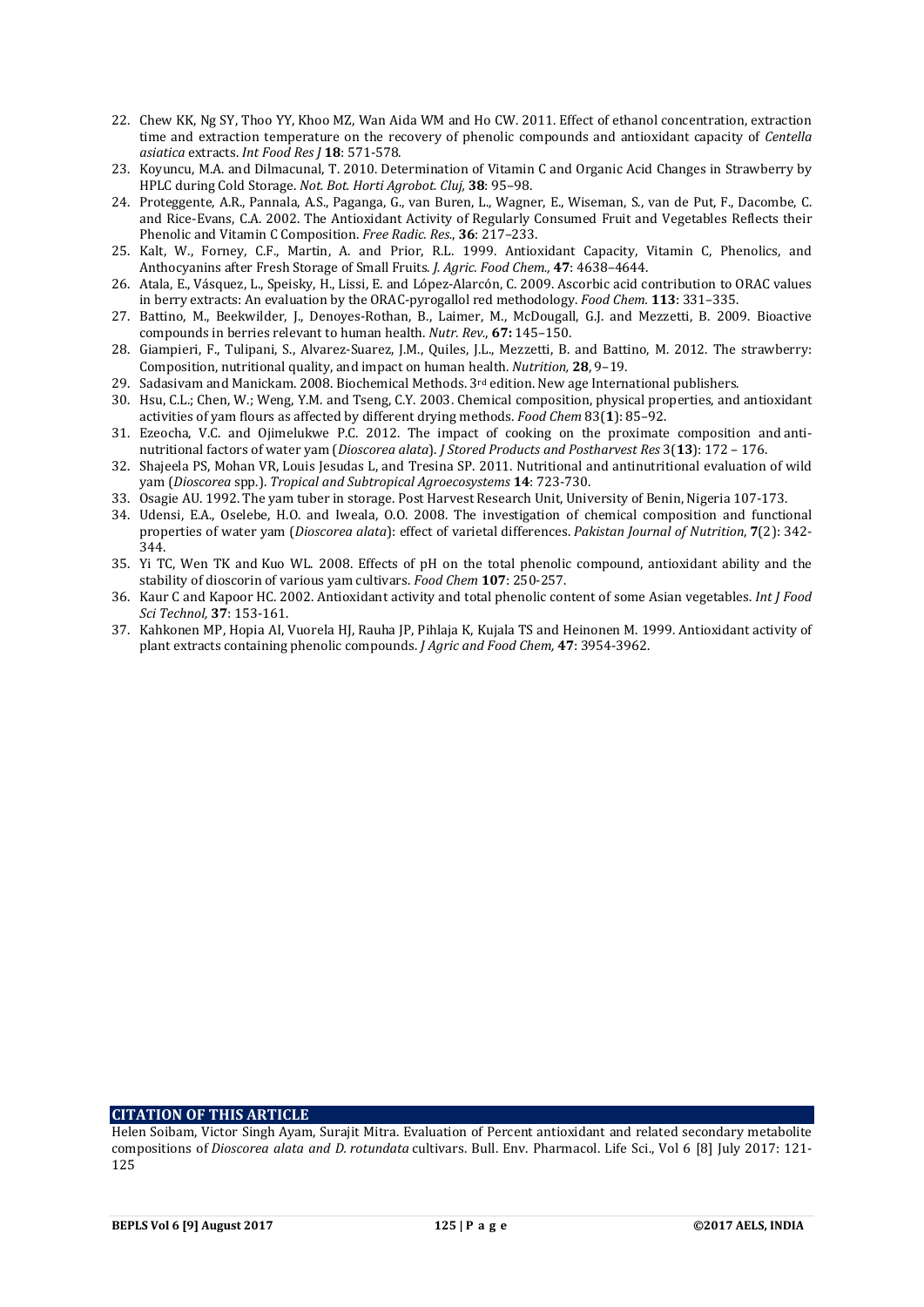22. Chew KK, Ng SY, Thoo YY, Khoo MZ, Wan Aida WM and Ho CW. 2011. Effect of ethanol concentration, extraction time and extraction temperature on the recovery of phenolic compounds and antioxidant capacity of *Centella asiatica* extracts. *Int Food Res J* **18**: 571-578.
23. Koyuncu, M.A. and Dilmacunal, T. 2010. Determination of Vitamin C and Organic Acid Changes in Strawberry by HPLC during Cold Storage. *Not. Bot. Horti Agrobot. Cluj,* **38**: 95–98.
24. Proteggente, A.R., Pannala, A.S., Paganga, G., van Buren, L., Wagner, E., Wiseman, S., van de Put, F., Dacombe, C. and Rice-Evans, C.A. 2002. The Antioxidant Activity of Regularly Consumed Fruit and Vegetables Reflects their Phenolic and Vitamin C Composition. *Free Radic. Res.*, **36**: 217–233.
25. Kalt, W., Forney, C.F., Martin, A. and Prior, R.L. 1999. Antioxidant Capacity, Vitamin C, Phenolics, and Anthocyanins after Fresh Storage of Small Fruits. *J. Agric. Food Chem.,* **47**: 4638–4644.
26. Atala, E., Vásquez, L., Speisky, H., Lissi, E. and López-Alarcón, C. 2009. Ascorbic acid contribution to ORAC values in berry extracts: An evaluation by the ORAC-pyrogallol red methodology. *Food Chem.* **113**: 331–335.
27. Battino, M., Beekwilder, J., Denoyes-Rothan, B., Laimer, M., McDougall, G.J. and Mezzetti, B. 2009. Bioactive compounds in berries relevant to human health. *Nutr. Rev.*, **67:** 145–150.
28. Giampieri, F., Tulipani, S., Alvarez-Suarez, J.M., Quiles, J.L., Mezzetti, B. and Battino, M. 2012. The strawberry: Composition, nutritional quality, and impact on human health. *Nutrition,* **28**, 9–19.
29. Sadasivam and Manickam. 2008. Biochemical Methods. 3rd edition. New age International publishers.
30. Hsu, C.L.; Chen, W.; Weng, Y.M. and Tseng, C.Y. 2003. Chemical composition, physical properties, and antioxidant activities of yam flours as affected by different drying methods. *Food Chem* 83(**1**): 85–92.
31. Ezeocha, V.C. and Ojimelukwe P.C. 2012. The impact of cooking on the proximate composition and anti-nutritional factors of water yam (*Dioscorea alata*). *J Stored Products and Postharvest Res* 3(**13**): 172 – 176.
32. Shajeela PS, Mohan VR, Louis Jesudas L, and Tresina SP. 2011. Nutritional and antinutritional evaluation of wild yam (*Dioscorea* spp.). *Tropical and Subtropical Agroecosystems* **14**: 723-730.
33. Osagie AU. 1992. The yam tuber in storage. Post Harvest Research Unit, University of Benin, Nigeria 107-173.
34. Udensi, E.A., Oselebe, H.O. and Iweala, O.O. 2008. The investigation of chemical composition and functional properties of water yam (*Dioscorea alata*): effect of varietal differences. *Pakistan Journal of Nutrition*, **7**(2): 342-344.
35. Yi TC, Wen TK and Kuo WL. 2008. Effects of pH on the total phenolic compound, antioxidant ability and the stability of dioscorin of various yam cultivars. *Food Chem* **107**: 250-257.
36. Kaur C and Kapoor HC. 2002. Antioxidant activity and total phenolic content of some Asian vegetables. *Int J Food Sci Technol,* **37**: 153-161.
37. Kahkonen MP, Hopia AI, Vuorela HJ, Rauha JP, Pihlaja K, Kujala TS and Heinonen M. 1999. Antioxidant activity of plant extracts containing phenolic compounds. *J Agric and Food Chem,* **47**: 3954-3962.

**CITATION OF THIS ARTICLE**

Helen Soibam, Victor Singh Ayam, Surajit Mitra. Evaluation of Percent antioxidant and related secondary metabolite compositions of *Dioscorea alata and D. rotundata* cultivars. Bull. Env. Pharmacol. Life Sci., Vol 6 [8] July 2017: 121-125